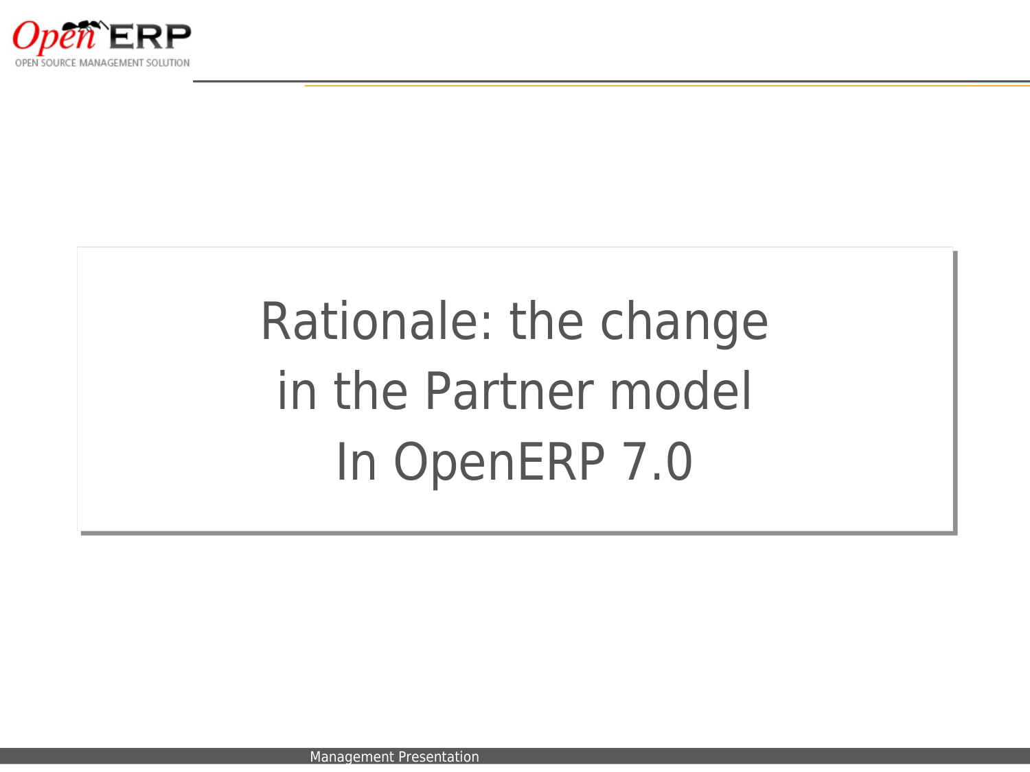# Rationale: the change in the Partner model In OpenERP 7.0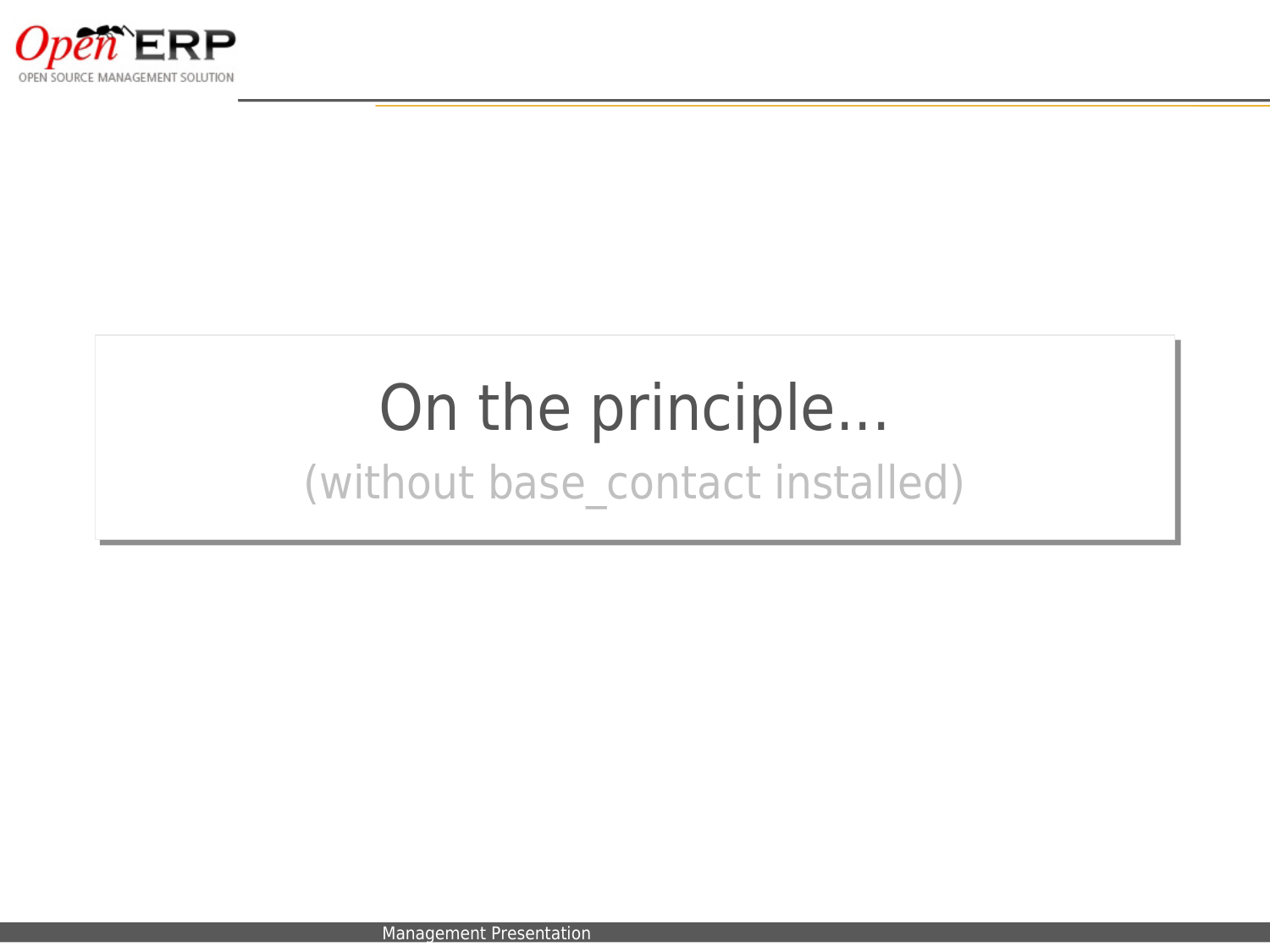# On the principle...

(without base_contact installed)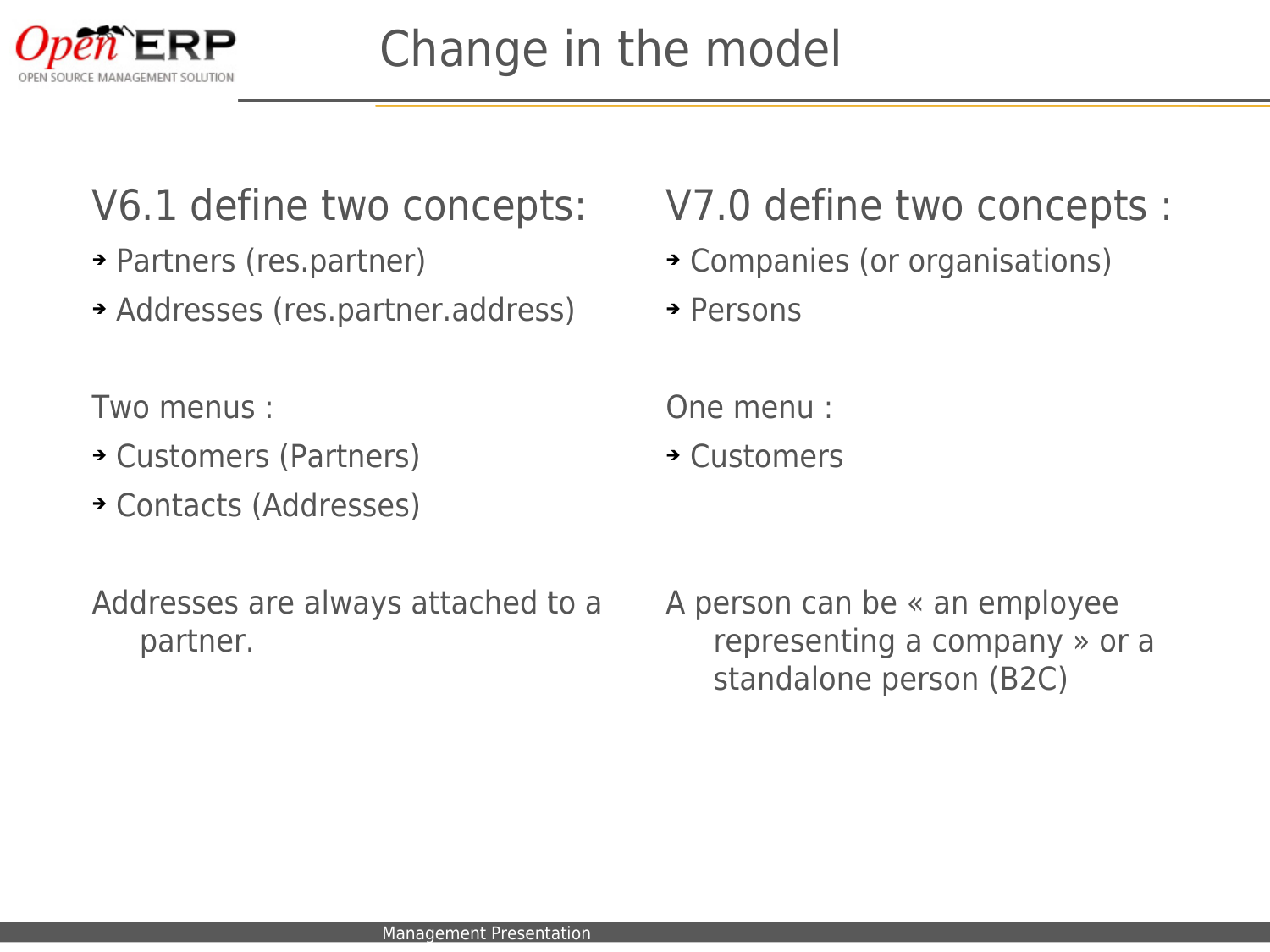# Change in the model

## V6.1 define two concepts:

- Partners (res.partner)
- Addresses (res.partner.address)

Two menus :

- Customers (Partners)
- Contacts (Addresses)

Addresses are always attached to a partner.

## V7.0 define two concepts :

- Companies (or organisations)
- Persons

One menu :

- Customers

A person can be « an employee representing a company » or a standalone person (B2C)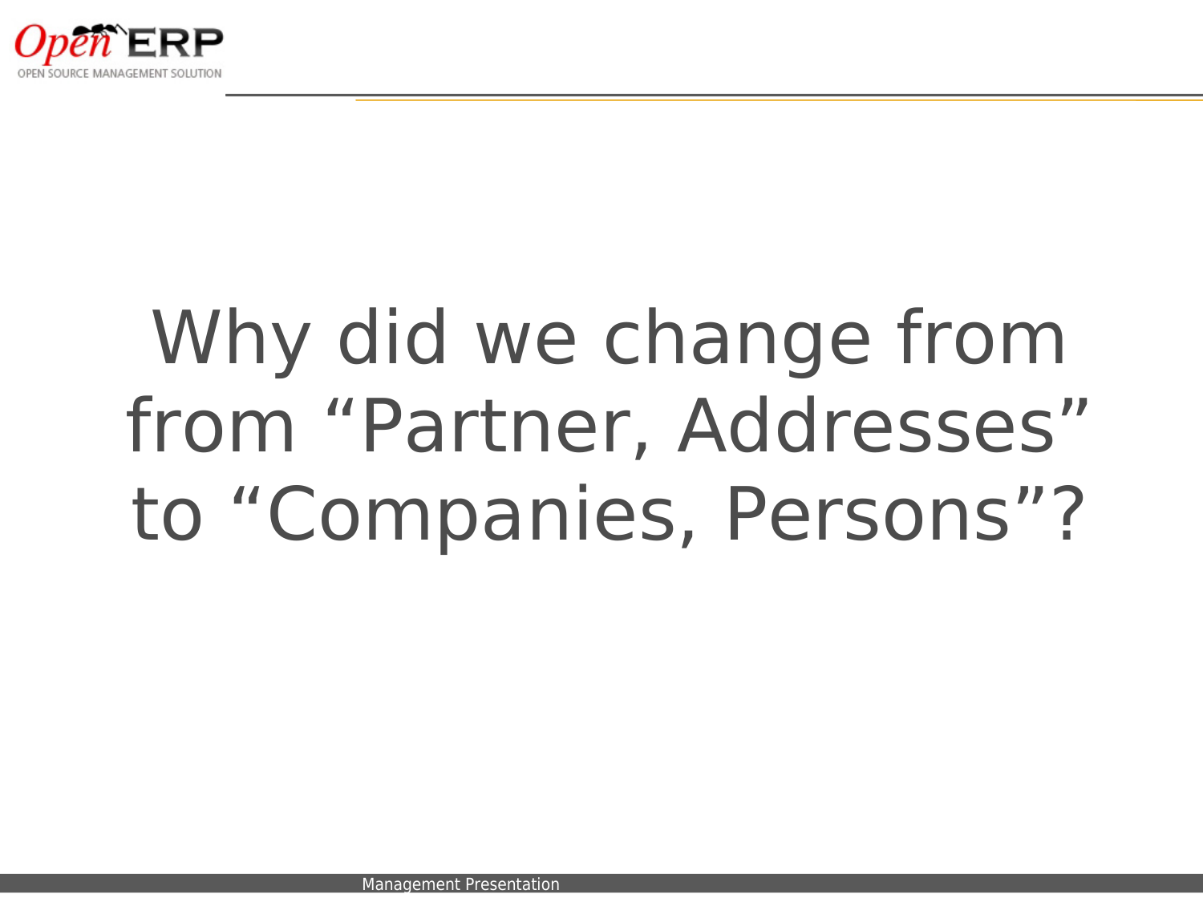# Why did we change from from "Partner, Addresses" to "Companies, Persons"?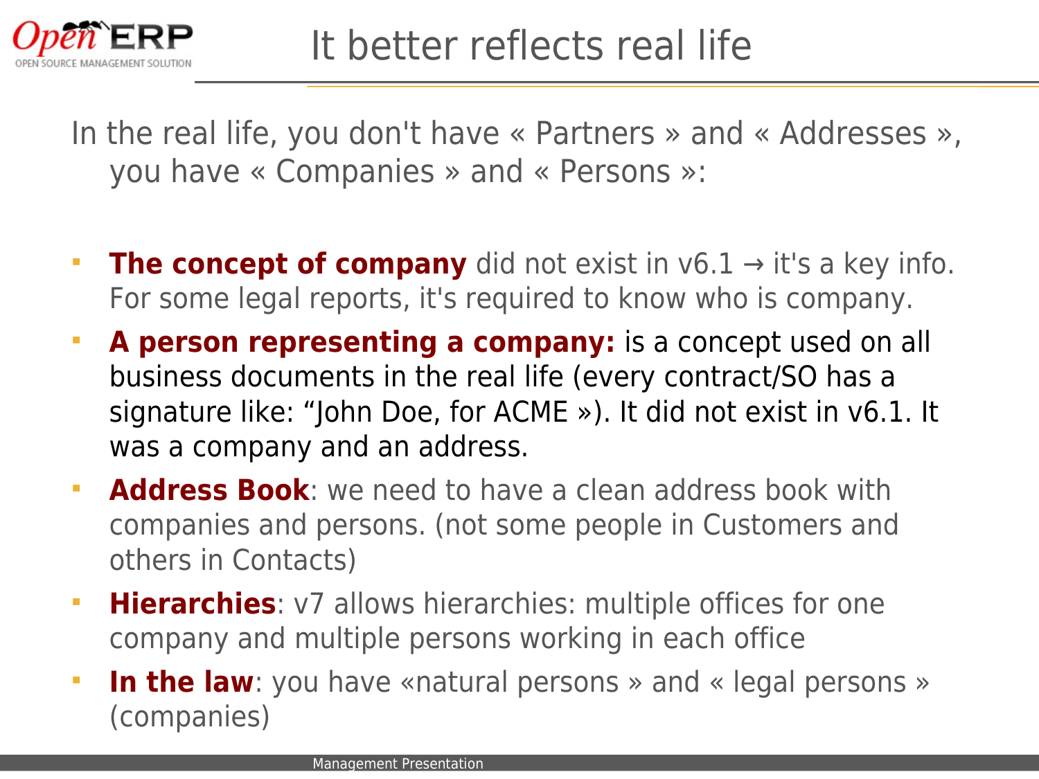# It better reflects real life

In the real life, you don't have « Partners » and « Addresses », you have « Companies » and « Persons »:

- **The concept of company** did not exist in v6.1 → it's a key info. For some legal reports, it's required to know who is company.
- **A person representing a company:** is a concept used on all business documents in the real life (every contract/SO has a signature like: "John Doe, for ACME »). It did not exist in v6.1. It was a company and an address.
- **Address Book**: we need to have a clean address book with companies and persons. (not some people in Customers and others in Contacts)
- **Hierarchies**: v7 allows hierarchies: multiple offices for one company and multiple persons working in each office
- **In the law**: you have «natural persons » and « legal persons » (companies)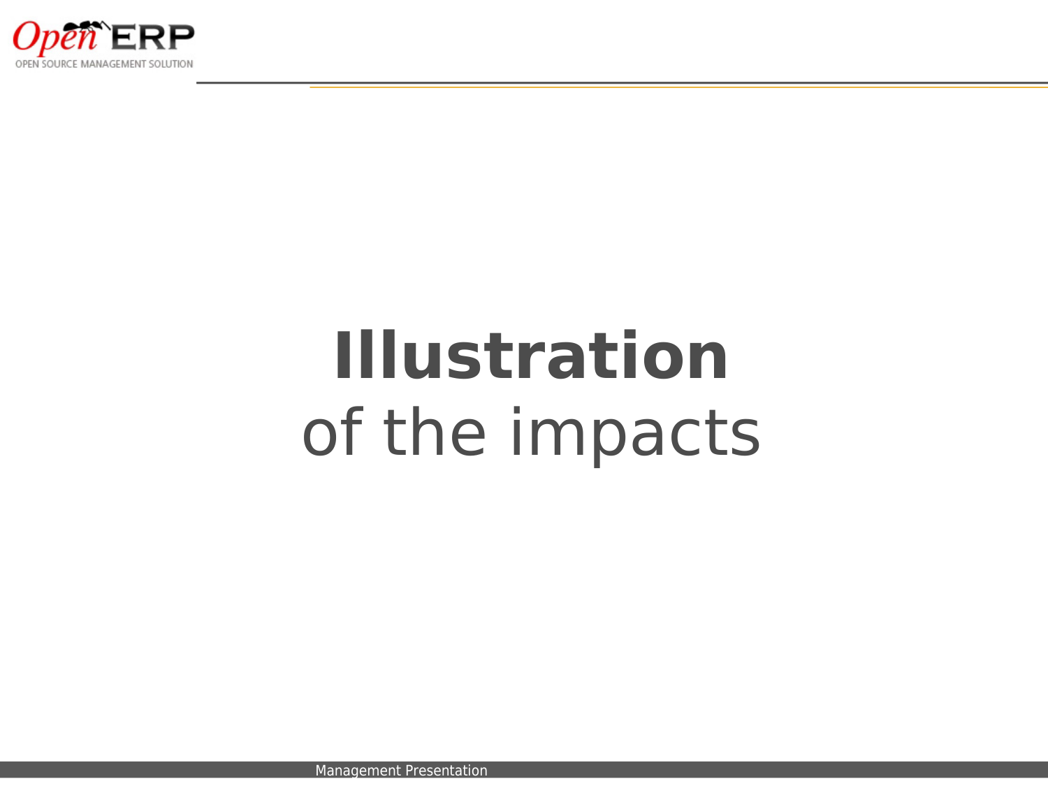# **Illustration**

of the impacts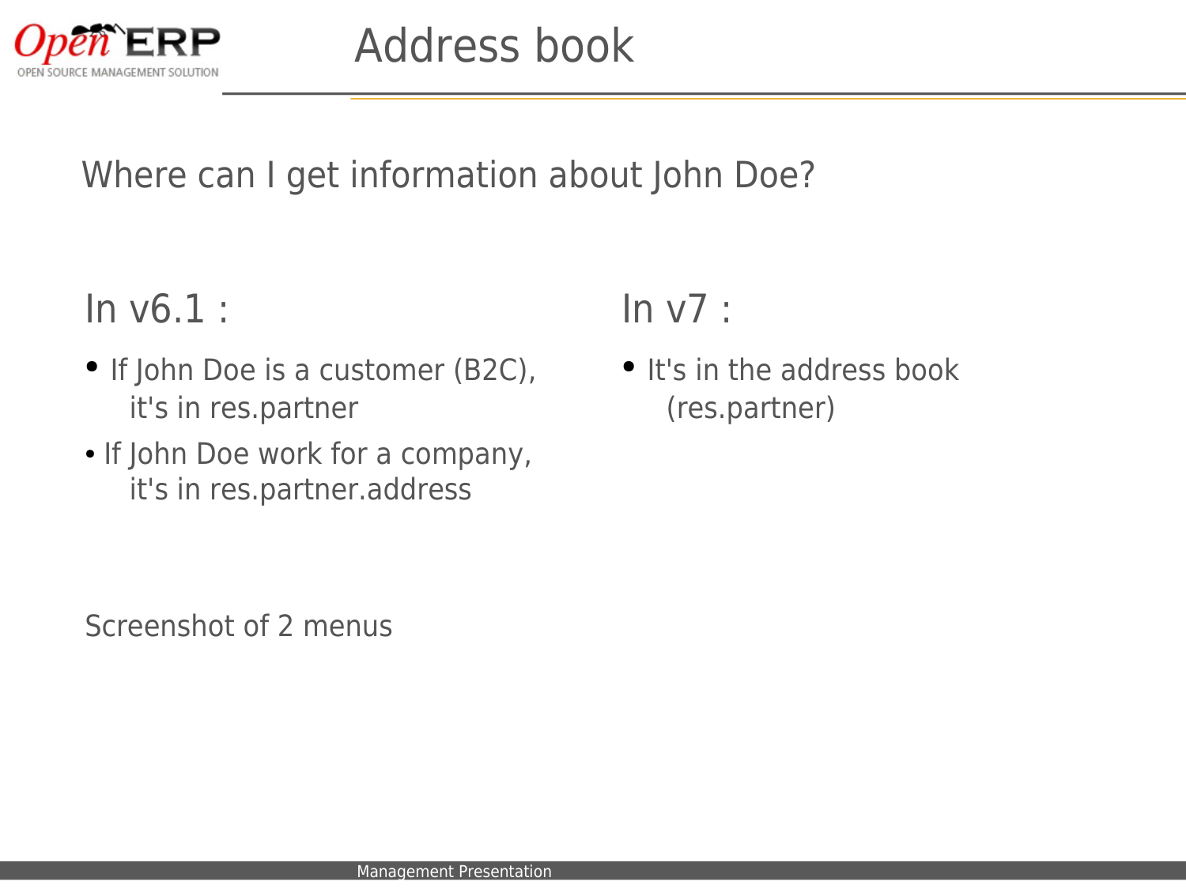# Address book

Where can I get information about John Doe?

## In v6.1 :

- If John Doe is a customer (B2C), it's in res.partner
- If John Doe work for a company, it's in res.partner.address

## In v7 :

- It's in the address book (res.partner)

Screenshot of 2 menus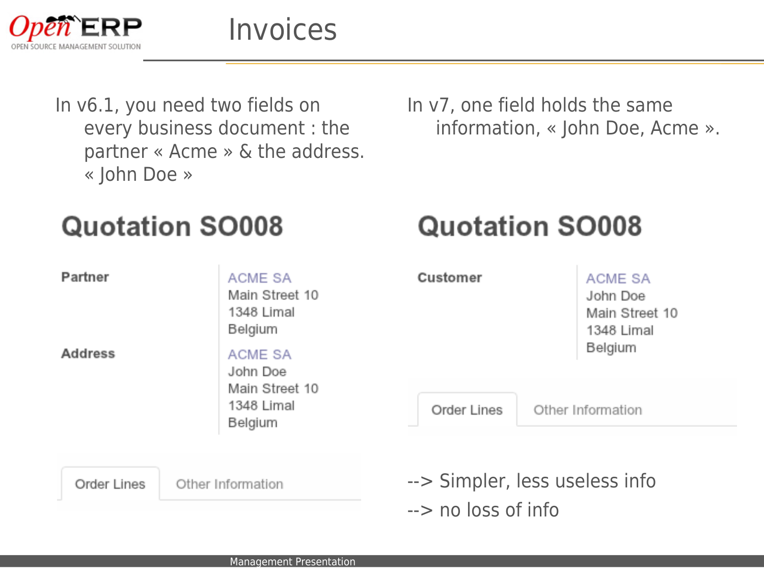# Invoices

In v6.1, you need two fields on every business document : the partner « Acme » & the address. « John Doe »

## Quotation SO008

**Partner**

ACME SA
Main Street 10
1348 Limal
Belgium

**Address**

ACME SA
John Doe
Main Street 10
1348 Limal
Belgium

Order Lines | Other Information

In v7, one field holds the same information, « John Doe, Acme ».

## Quotation SO008

**Customer**

ACME SA
John Doe
Main Street 10
1348 Limal
Belgium

Order Lines | Other Information

--> Simpler, less useless info

--> no loss of info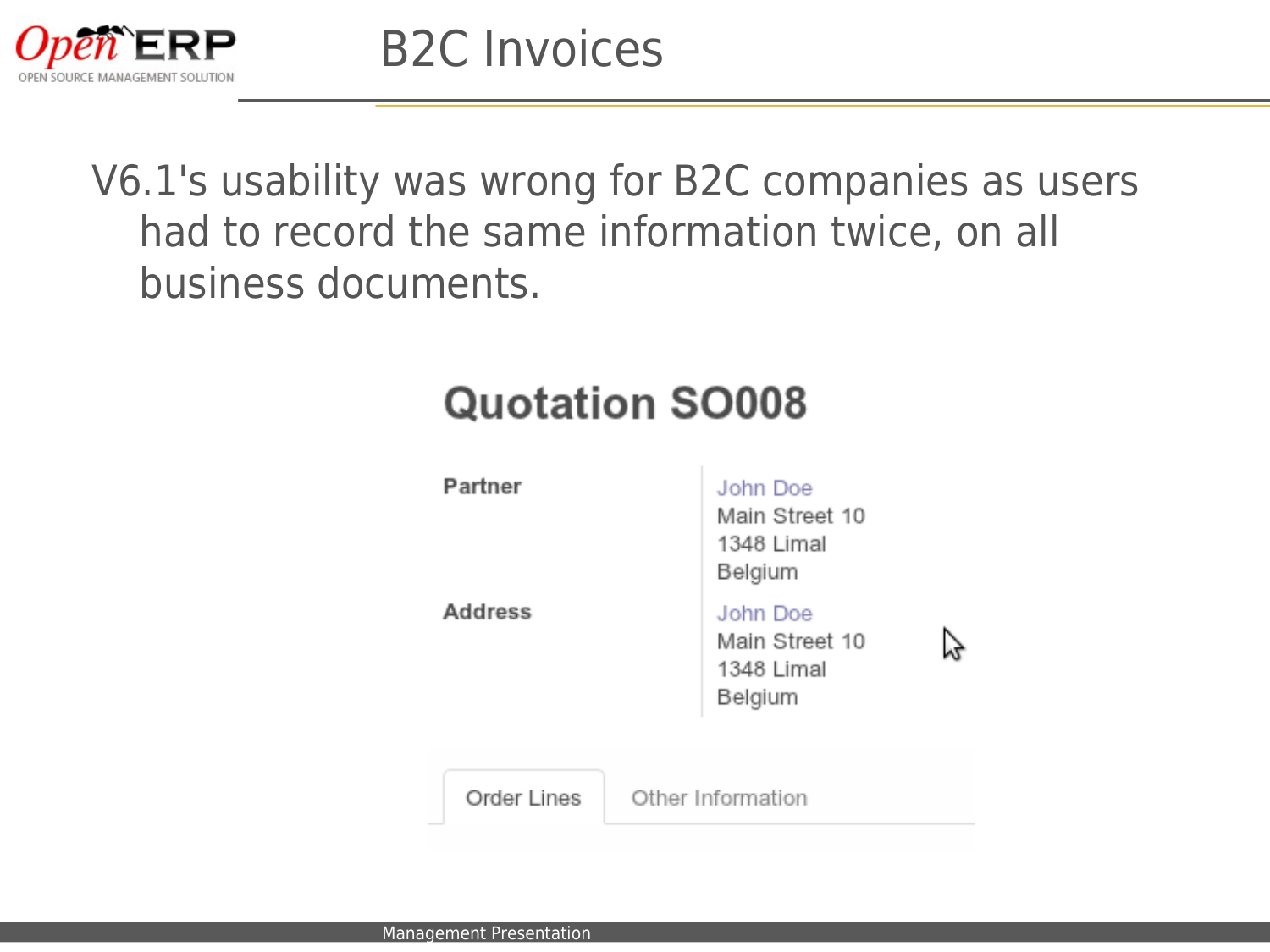# B2C Invoices

V6.1's usability was wrong for B2C companies as users had to record the same information twice, on all business documents.

## Quotation SO008

| | |
|---|---|
| **Partner** | John Doe<br>Main Street 10<br>1348 Limal<br>Belgium |
| **Address** | John Doe<br>Main Street 10<br>1348 Limal<br>Belgium |

Order Lines | Other Information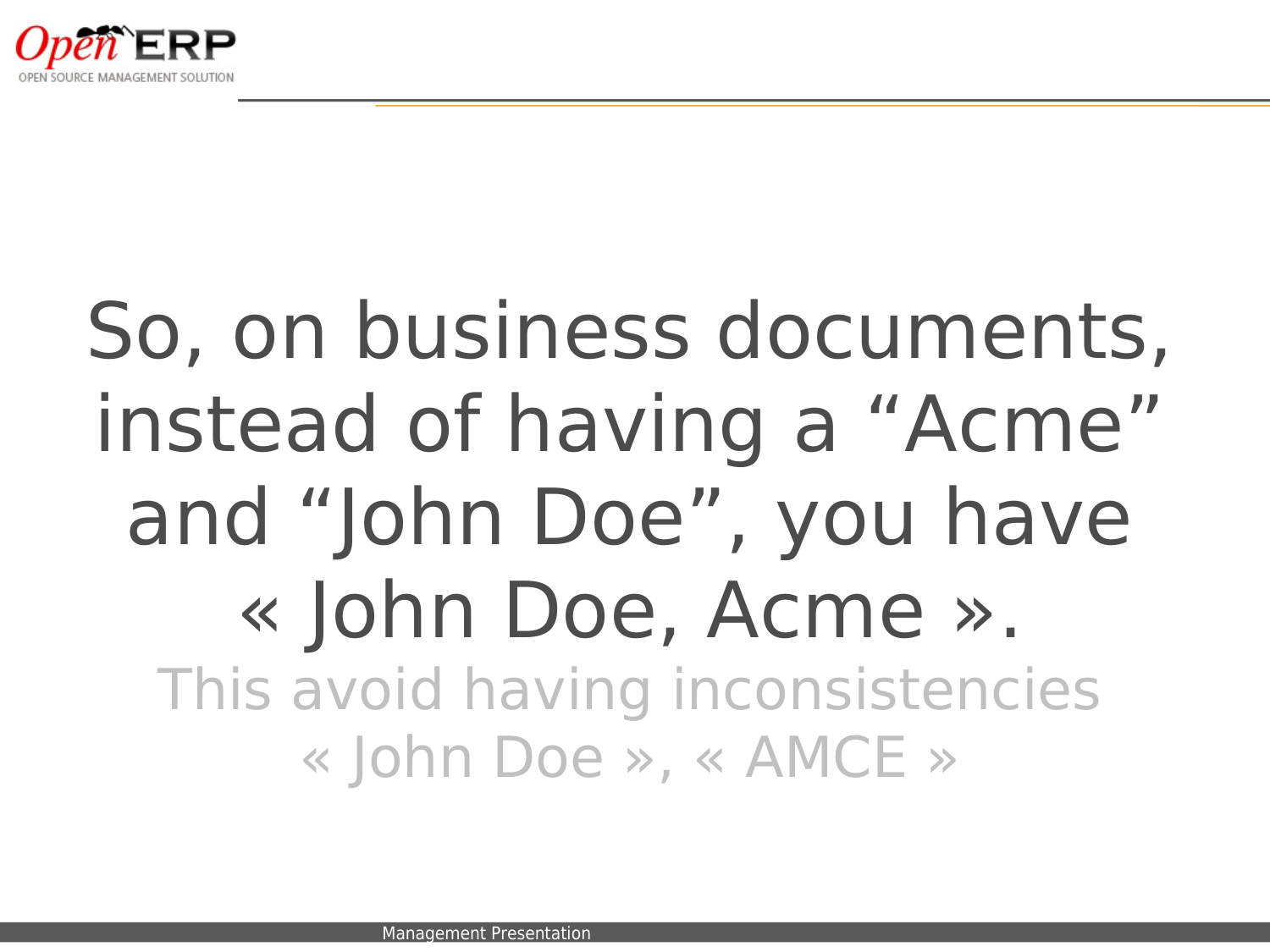So, on business documents, instead of having a “Acme” and “John Doe”, you have « John Doe, Acme ».

This avoid having inconsistencies « John Doe », « AMCE »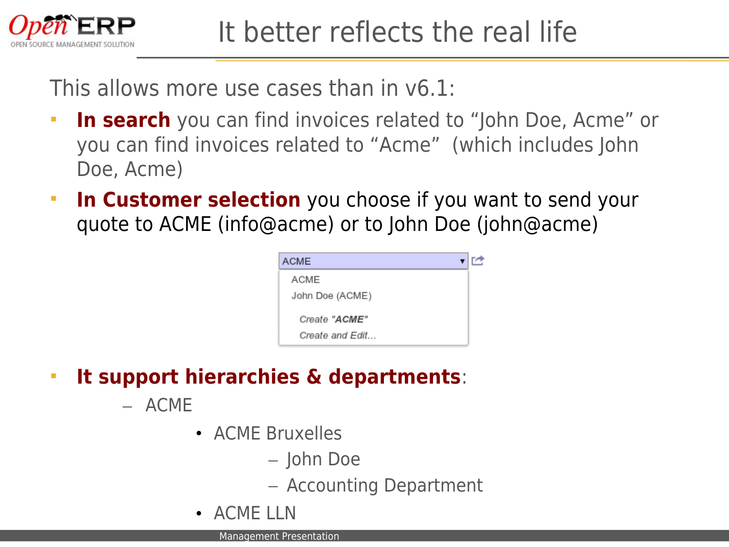# It better reflects the real life

This allows more use cases than in v6.1:

- **In search** you can find invoices related to "John Doe, Acme" or you can find invoices related to "Acme" (which includes John Doe, Acme)
- **In Customer selection** you choose if you want to send your quote to ACME (info@acme) or to John Doe (john@acme)

ACME
ACME
John Doe (ACME)
*Create "**ACME**"*
*Create and Edit...*

- **It support hierarchies & departments**:
  - ACME
    - ACME Bruxelles
      - John Doe
      - Accounting Department
    - ACME LLN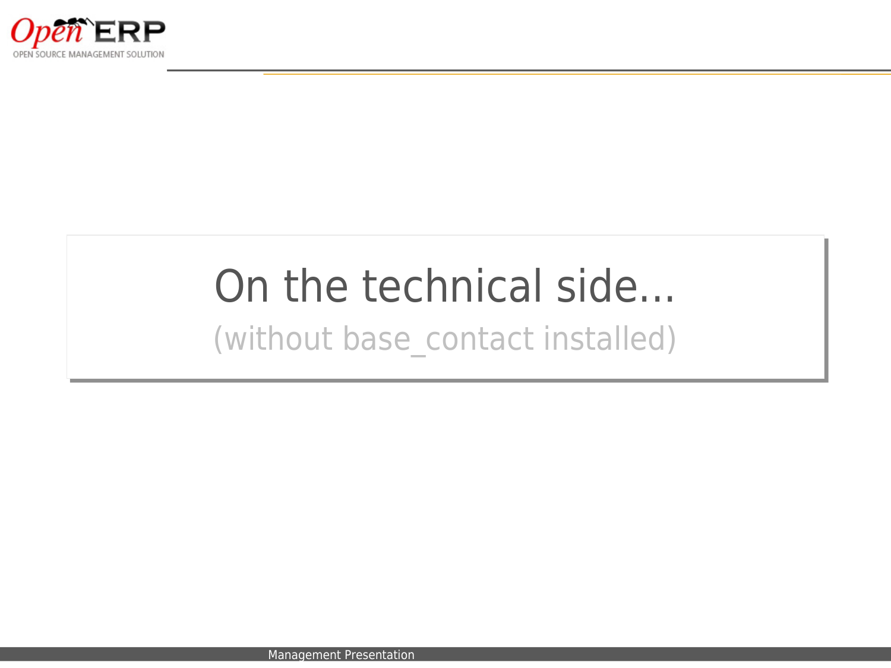# On the technical side...

(without base_contact installed)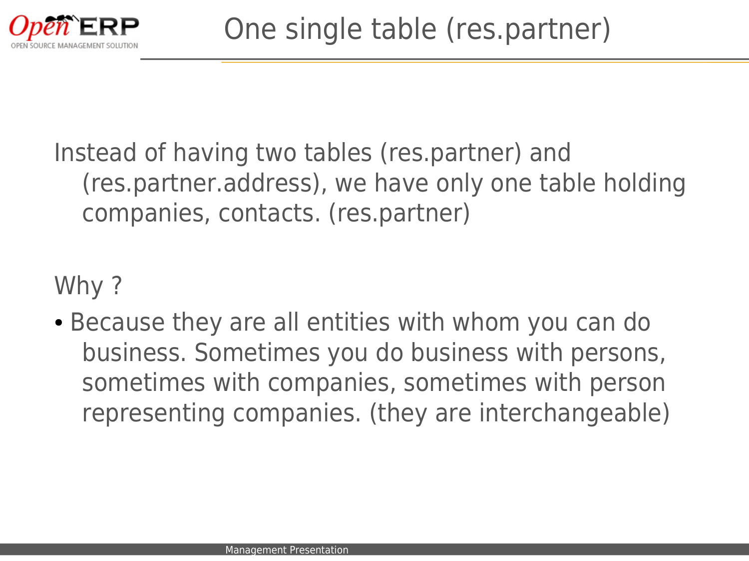# One single table (res.partner)

Instead of having two tables (res.partner) and (res.partner.address), we have only one table holding companies, contacts. (res.partner)

Why ?

- Because they are all entities with whom you can do business. Sometimes you do business with persons, sometimes with companies, sometimes with person representing companies. (they are interchangeable)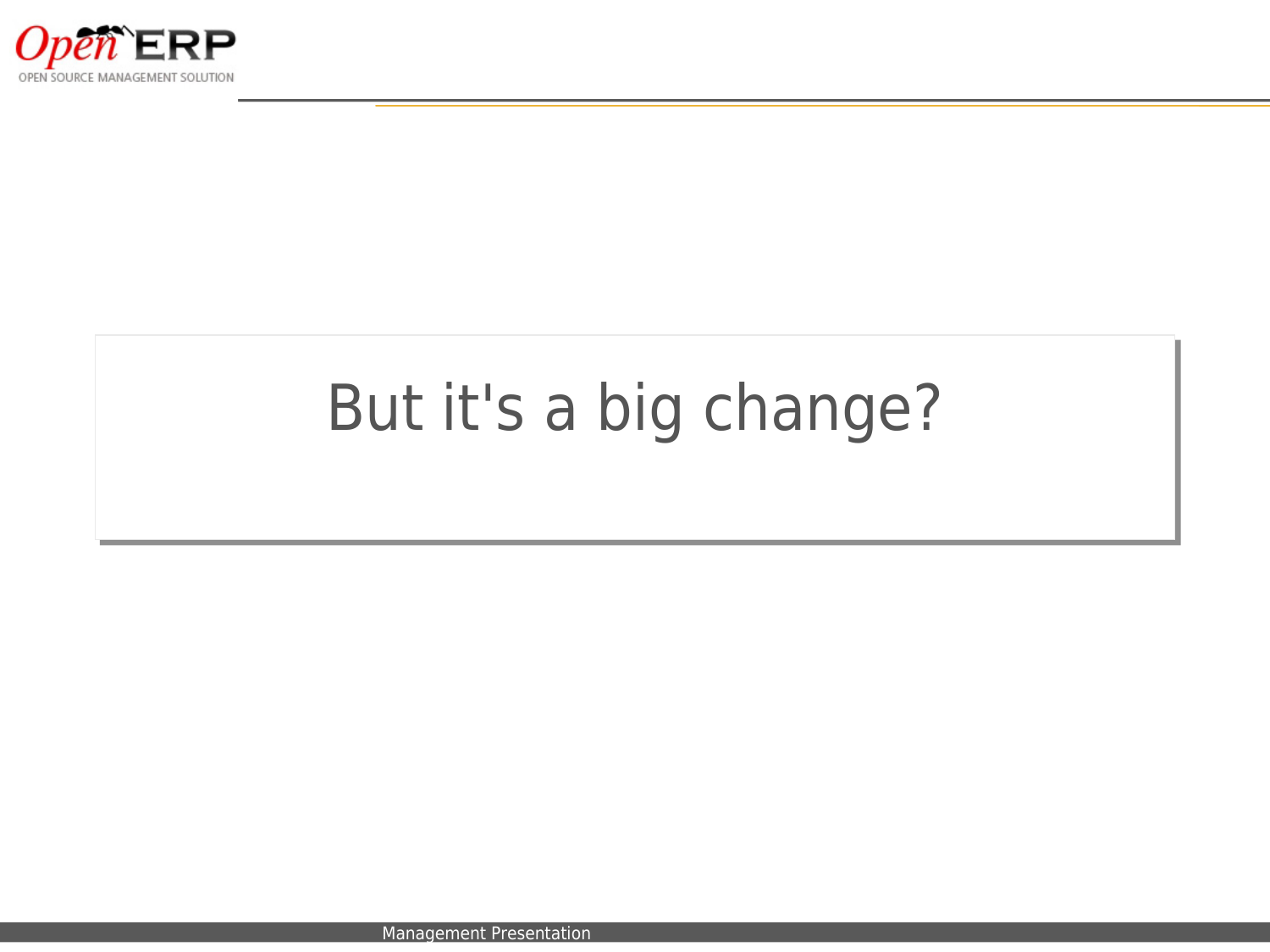# But it's a big change?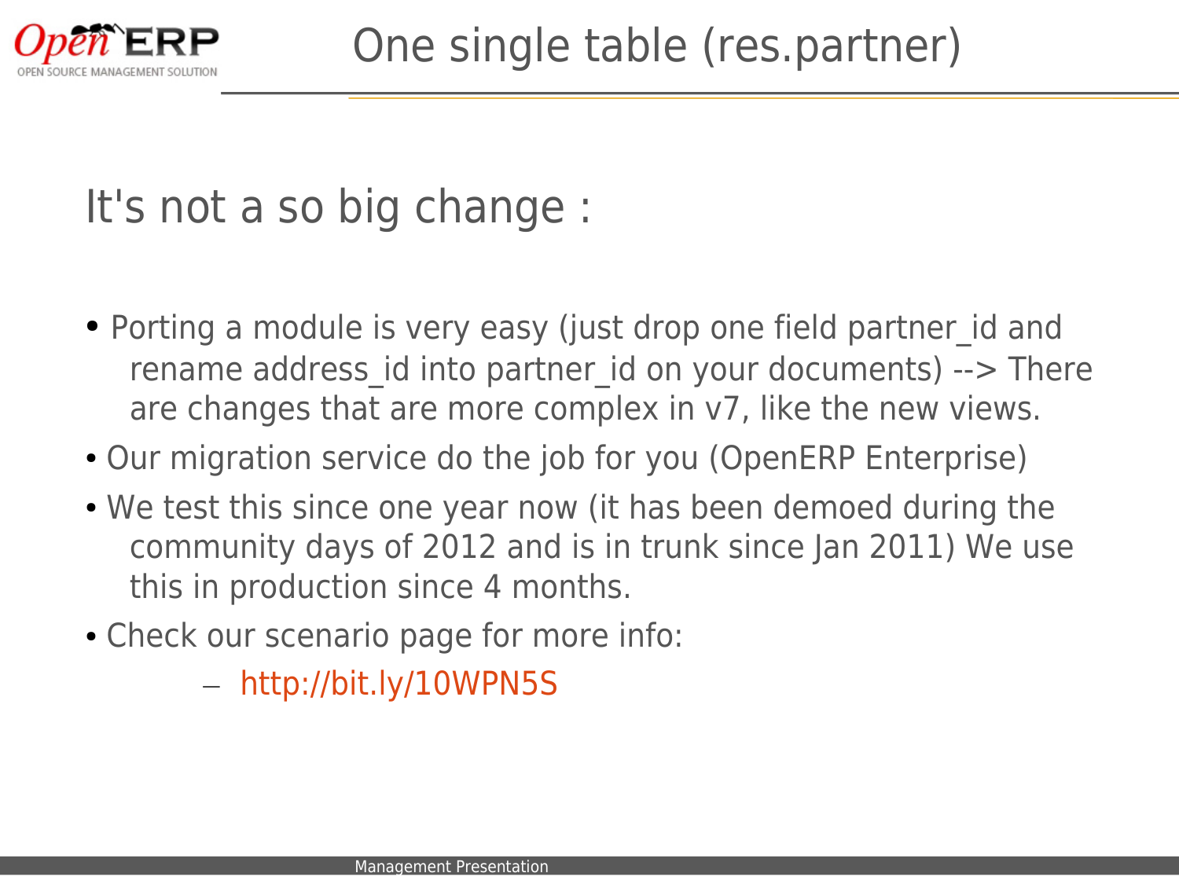# One single table (res.partner)

## It's not a so big change :

- Porting a module is very easy (just drop one field partner_id and rename address_id into partner_id on your documents) --> There are changes that are more complex in v7, like the new views.
- Our migration service do the job for you (OpenERP Enterprise)
- We test this since one year now (it has been demoed during the community days of 2012 and is in trunk since Jan 2011) We use this in production since 4 months.
- Check our scenario page for more info:
  - http://bit.ly/10WPN5S